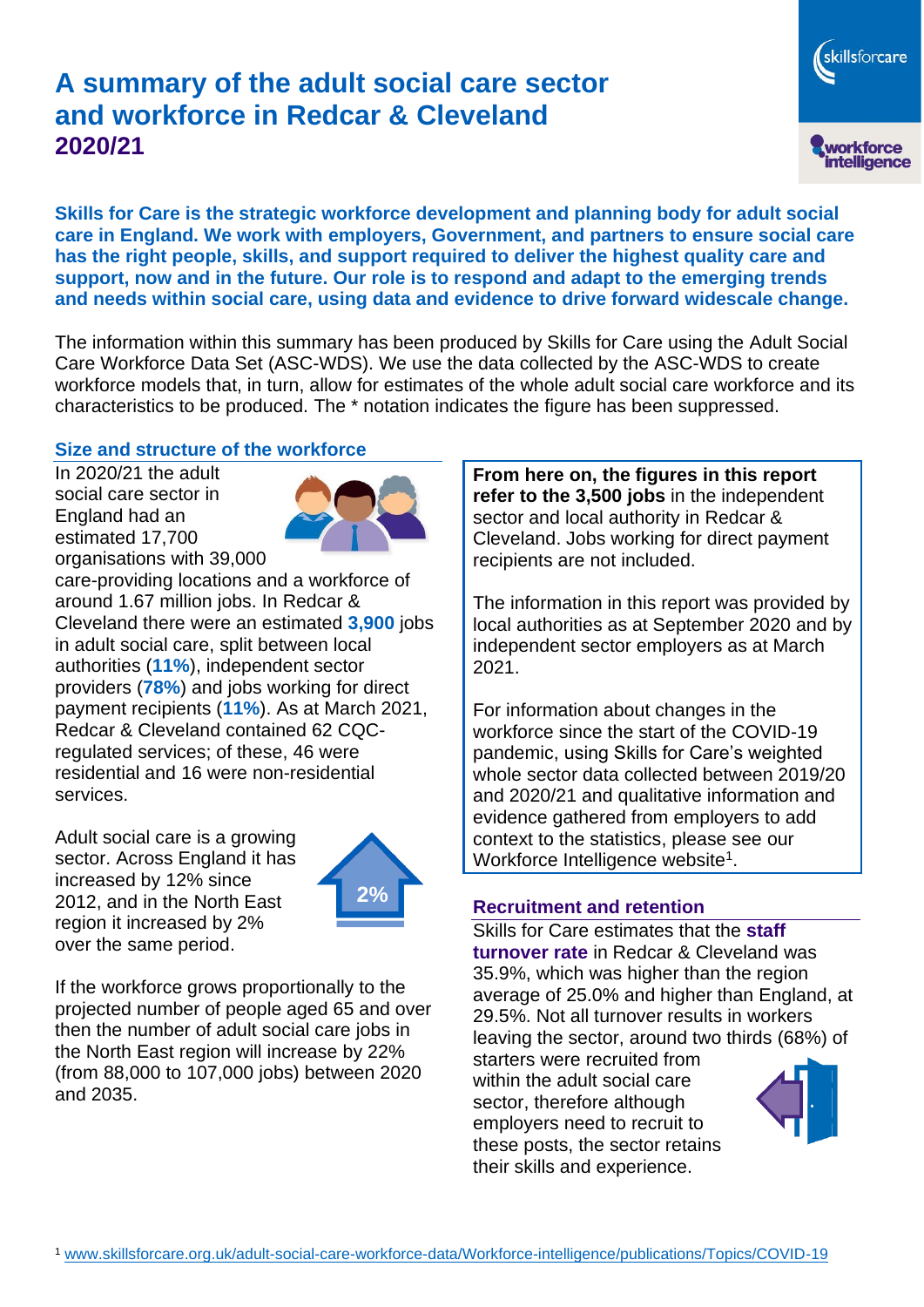# A summary of the adult social care sector and workforce in Redcar & Cleveland

## 2020/21

**Skills for Care is the strategic workforce development and planning body for adult social care in England. We work with employers, Government, and partners to ensure social care has the right people, skills, and support required to deliver the highest quality care and support, now and in the future. Our role is to respond and adapt to the emerging trends and needs within social care, using data and evidence to drive forward widescale change.**

The information within this summary has been produced by Skills for Care using the Adult Social Care Workforce Data Set (ASC-WDS). We use the data collected by the ASC-WDS to create workforce models that, in turn, allow for estimates of the whole adult social care workforce and its characteristics to be produced. The * notation indicates the figure has been suppressed.

### Size and structure of the workforce

In 2020/21 the adult social care sector in England had an estimated 17,700 organisations with 39,000 care-providing locations and a workforce of around 1.67 million jobs. In Redcar & Cleveland there were an estimated **3,900** jobs in adult social care, split between local authorities (**11%**), independent sector providers (**78%**) and jobs working for direct payment recipients (**11%**). As at March 2021, Redcar & Cleveland contained 62 CQC-regulated services; of these, 46 were residential and 16 were non-residential services.

Adult social care is a growing sector. Across England it has increased by 12% since 2012, and in the North East region it increased by 2% over the same period.

2%

If the workforce grows proportionally to the projected number of people aged 65 and over then the number of adult social care jobs in the North East region will increase by 22% (from 88,000 to 107,000 jobs) between 2020 and 2035.

**From here on, the figures in this report refer to the 3,500 jobs** in the independent sector and local authority in Redcar & Cleveland. Jobs working for direct payment recipients are not included.

The information in this report was provided by local authorities as at September 2020 and by independent sector employers as at March 2021.

For information about changes in the workforce since the start of the COVID-19 pandemic, using Skills for Care's weighted whole sector data collected between 2019/20 and 2020/21 and qualitative information and evidence gathered from employers to add context to the statistics, please see our Workforce Intelligence website[1].

### Recruitment and retention

Skills for Care estimates that the **staff turnover rate** in Redcar & Cleveland was 35.9%, which was higher than the region average of 25.0% and higher than England, at 29.5%. Not all turnover results in workers leaving the sector, around two thirds (68%) of starters were recruited from within the adult social care sector, therefore although employers need to recruit to these posts, the sector retains their skills and experience.

[1] www.skillsforcare.org.uk/adult-social-care-workforce-data/Workforce-intelligence/publications/Topics/COVID-19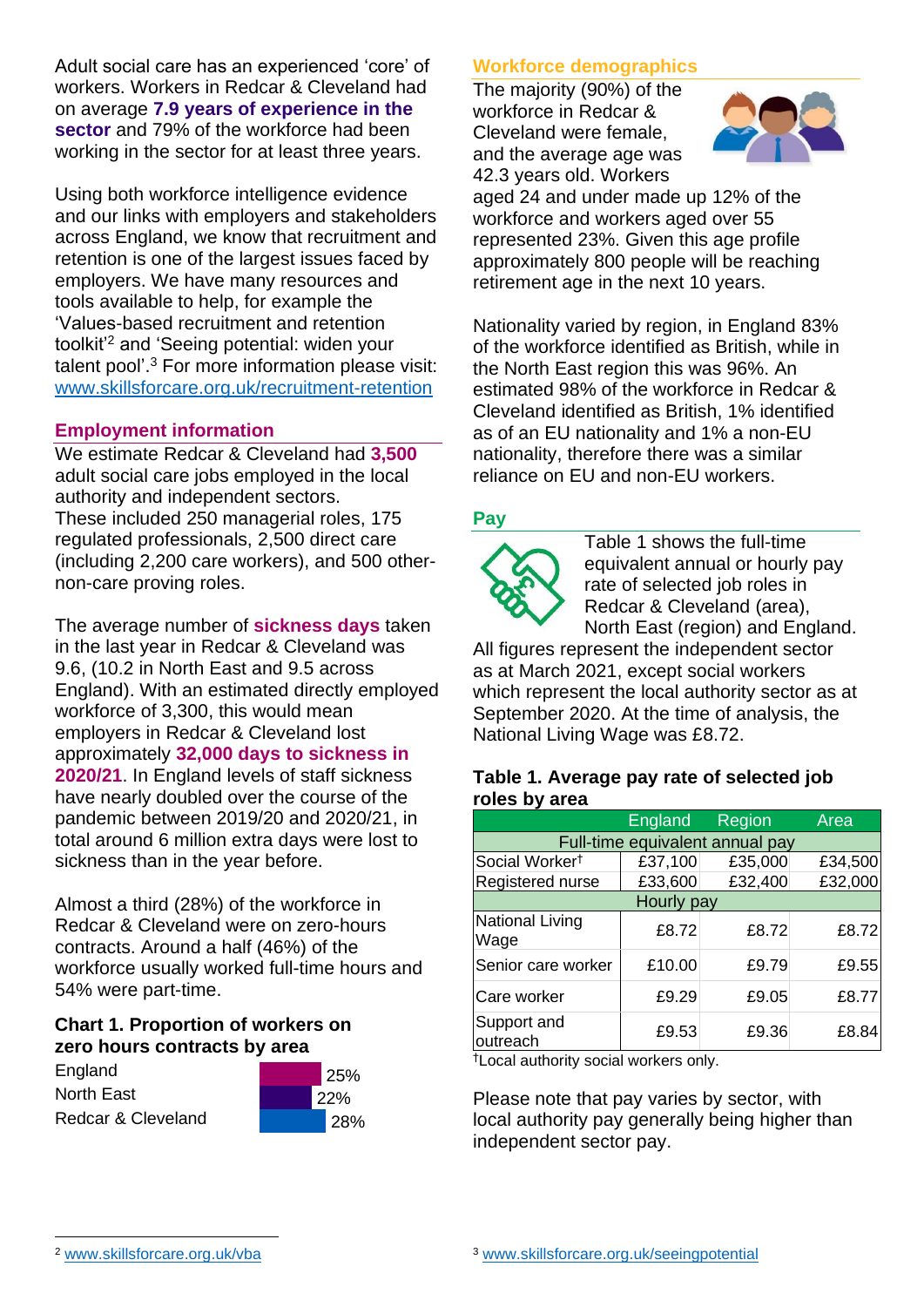Adult social care has an experienced 'core' of workers. Workers in Redcar & Cleveland had on average **7.9 years of experience in the sector** and 79% of the workforce had been working in the sector for at least three years.

Using both workforce intelligence evidence and our links with employers and stakeholders across England, we know that recruitment and retention is one of the largest issues faced by employers. We have many resources and tools available to help, for example the 'Values-based recruitment and retention toolkit'[2] and 'Seeing potential: widen your talent pool'.[3] For more information please visit: www.skillsforcare.org.uk/recruitment-retention

## Employment information

We estimate Redcar & Cleveland had **3,500** adult social care jobs employed in the local authority and independent sectors. These included 250 managerial roles, 175 regulated professionals, 2,500 direct care (including 2,200 care workers), and 500 other-non-care proving roles.

The average number of **sickness days** taken in the last year in Redcar & Cleveland was 9.6, (10.2 in North East and 9.5 across England). With an estimated directly employed workforce of 3,300, this would mean employers in Redcar & Cleveland lost approximately **32,000 days to sickness in 2020/21**. In England levels of staff sickness have nearly doubled over the course of the pandemic between 2019/20 and 2020/21, in total around 6 million extra days were lost to sickness than in the year before.

Almost a third (28%) of the workforce in Redcar & Cleveland were on zero-hours contracts. Around a half (46%) of the workforce usually worked full-time hours and 54% were part-time.

### Chart 1. Proportion of workers on zero hours contracts by area

| Area | Proportion |
|---|---|
| England | 25% |
| North East | 22% |
| Redcar & Cleveland | 28% |

## Workforce demographics

The majority (90%) of the workforce in Redcar & Cleveland were female, and the average age was 42.3 years old. Workers aged 24 and under made up 12% of the workforce and workers aged over 55 represented 23%. Given this age profile approximately 800 people will be reaching retirement age in the next 10 years.

Nationality varied by region, in England 83% of the workforce identified as British, while in the North East region this was 96%. An estimated 98% of the workforce in Redcar & Cleveland identified as British, 1% identified as of an EU nationality and 1% a non-EU nationality, therefore there was a similar reliance on EU and non-EU workers.

## Pay

Table 1 shows the full-time equivalent annual or hourly pay rate of selected job roles in Redcar & Cleveland (area), North East (region) and England. All figures represent the independent sector as at March 2021, except social workers which represent the local authority sector as at September 2020. At the time of analysis, the National Living Wage was £8.72.

### Table 1. Average pay rate of selected job roles by area

| | England | Region | Area |
|---|---|---|---|
| **Full-time equivalent annual pay** | | | |
| Social Worker† | £37,100 | £35,000 | £34,500 |
| Registered nurse | £33,600 | £32,400 | £32,000 |
| **Hourly pay** | | | |
| National Living Wage | £8.72 | £8.72 | £8.72 |
| Senior care worker | £10.00 | £9.79 | £9.55 |
| Care worker | £9.29 | £9.05 | £8.77 |
| Support and outreach | £9.53 | £9.36 | £8.84 |

†Local authority social workers only.

Please note that pay varies by sector, with local authority pay generally being higher than independent sector pay.

[2] www.skillsforcare.org.uk/vba

[3] www.skillsforcare.org.uk/seeingpotential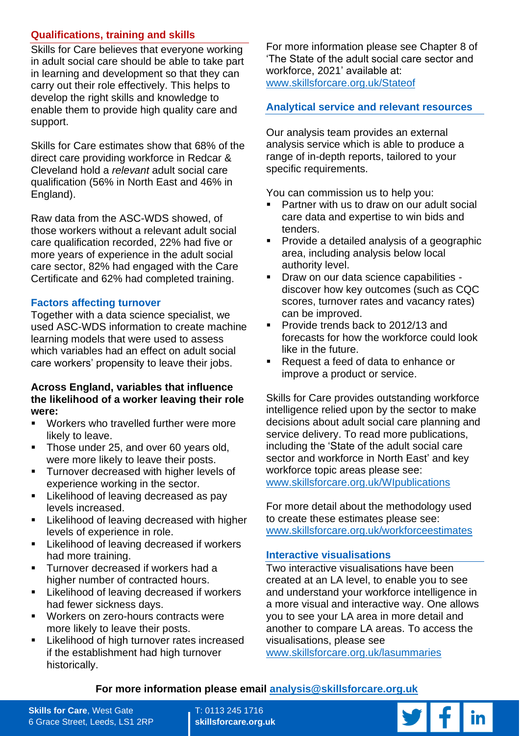## Qualifications, training and skills

Skills for Care believes that everyone working in adult social care should be able to take part in learning and development so that they can carry out their role effectively. This helps to develop the right skills and knowledge to enable them to provide high quality care and support.

Skills for Care estimates show that 68% of the direct care providing workforce in Redcar & Cleveland hold a *relevant* adult social care qualification (56% in North East and 46% in England).

Raw data from the ASC-WDS showed, of those workers without a relevant adult social care qualification recorded, 22% had five or more years of experience in the adult social care sector, 82% had engaged with the Care Certificate and 62% had completed training.

## Factors affecting turnover

Together with a data science specialist, we used ASC-WDS information to create machine learning models that were used to assess which variables had an effect on adult social care workers' propensity to leave their jobs.

**Across England, variables that influence the likelihood of a worker leaving their role were:**

- Workers who travelled further were more likely to leave.
- Those under 25, and over 60 years old, were more likely to leave their posts.
- Turnover decreased with higher levels of experience working in the sector.
- Likelihood of leaving decreased as pay levels increased.
- Likelihood of leaving decreased with higher levels of experience in role.
- Likelihood of leaving decreased if workers had more training.
- Turnover decreased if workers had a higher number of contracted hours.
- Likelihood of leaving decreased if workers had fewer sickness days.
- Workers on zero-hours contracts were more likely to leave their posts.
- Likelihood of high turnover rates increased if the establishment had high turnover historically.

For more information please see Chapter 8 of 'The State of the adult social care sector and workforce, 2021' available at: www.skillsforcare.org.uk/Stateof

## Analytical service and relevant resources

Our analysis team provides an external analysis service which is able to produce a range of in-depth reports, tailored to your specific requirements.

You can commission us to help you:

- Partner with us to draw on our adult social care data and expertise to win bids and tenders.
- Provide a detailed analysis of a geographic area, including analysis below local authority level.
- Draw on our data science capabilities - discover how key outcomes (such as CQC scores, turnover rates and vacancy rates) can be improved.
- Provide trends back to 2012/13 and forecasts for how the workforce could look like in the future.
- Request a feed of data to enhance or improve a product or service.

Skills for Care provides outstanding workforce intelligence relied upon by the sector to make decisions about adult social care planning and service delivery. To read more publications, including the 'State of the adult social care sector and workforce in North East' and key workforce topic areas please see: www.skillsforcare.org.uk/WIpublications

For more detail about the methodology used to create these estimates please see: www.skillsforcare.org.uk/workforceestimates

## Interactive visualisations

Two interactive visualisations have been created at an LA level, to enable you to see and understand your workforce intelligence in a more visual and interactive way. One allows you to see your LA area in more detail and another to compare LA areas. To access the visualisations, please see www.skillsforcare.org.uk/lasummaries

**For more information please email analysis@skillsforcare.org.uk**

**Skills for Care**, West Gate
6 Grace Street, Leeds, LS1 2RP

T: 0113 245 1716
**skillsforcare.org.uk**